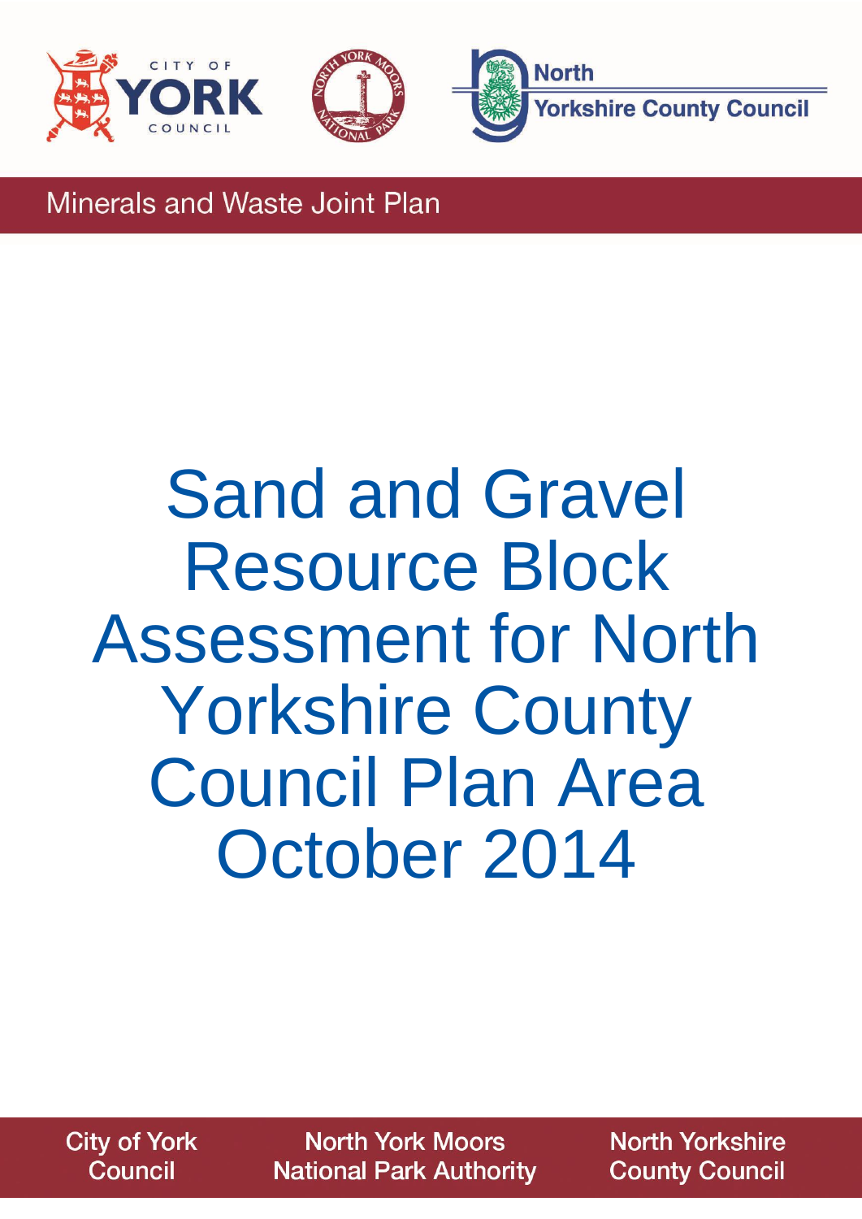Minerals and Waste Joint Plan

# Sand and Gravel Resource Block Assessment for North Yorkshire County Council Plan Area October 2014

City of York Council

North York Moors National Park Authority

North Yorkshire County Council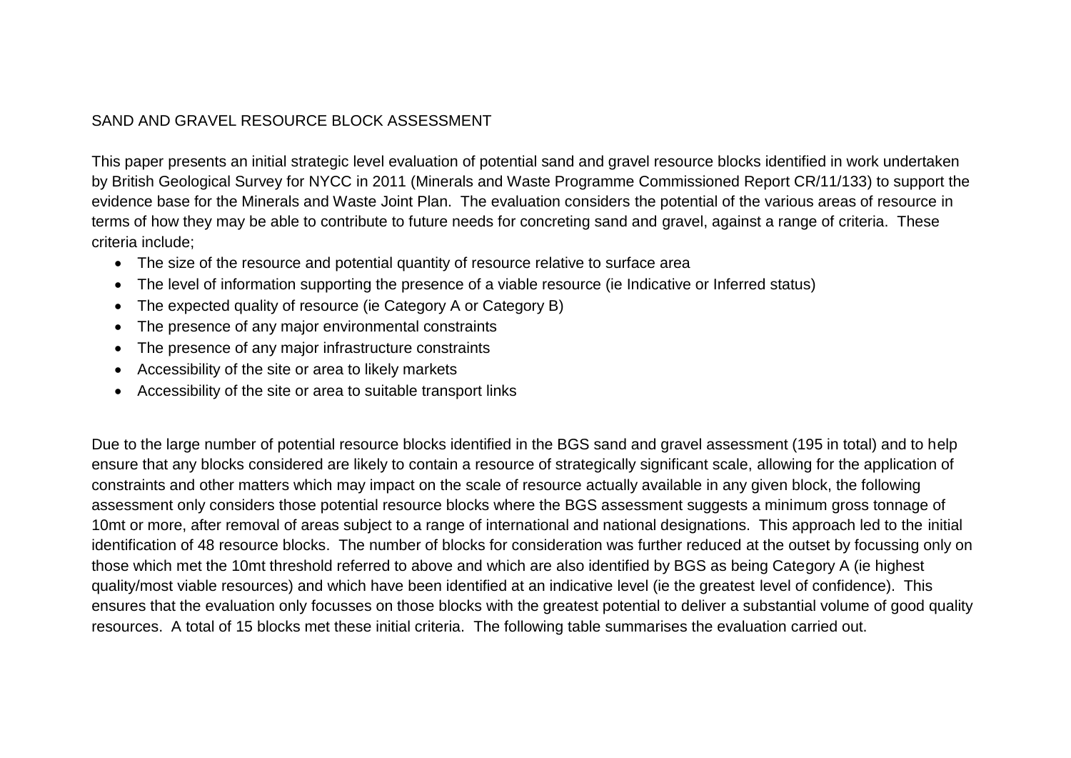SAND AND GRAVEL RESOURCE BLOCK ASSESSMENT

This paper presents an initial strategic level evaluation of potential sand and gravel resource blocks identified in work undertaken by British Geological Survey for NYCC in 2011 (Minerals and Waste Programme Commissioned Report CR/11/133) to support the evidence base for the Minerals and Waste Joint Plan. The evaluation considers the potential of the various areas of resource in terms of how they may be able to contribute to future needs for concreting sand and gravel, against a range of criteria. These criteria include;

- The size of the resource and potential quantity of resource relative to surface area
- The level of information supporting the presence of a viable resource (ie Indicative or Inferred status)
- The expected quality of resource (ie Category A or Category B)
- The presence of any major environmental constraints
- The presence of any major infrastructure constraints
- Accessibility of the site or area to likely markets
- Accessibility of the site or area to suitable transport links

Due to the large number of potential resource blocks identified in the BGS sand and gravel assessment (195 in total) and to help ensure that any blocks considered are likely to contain a resource of strategically significant scale, allowing for the application of constraints and other matters which may impact on the scale of resource actually available in any given block, the following assessment only considers those potential resource blocks where the BGS assessment suggests a minimum gross tonnage of 10mt or more, after removal of areas subject to a range of international and national designations. This approach led to the initial identification of 48 resource blocks. The number of blocks for consideration was further reduced at the outset by focussing only on those which met the 10mt threshold referred to above and which are also identified by BGS as being Category A (ie highest quality/most viable resources) and which have been identified at an indicative level (ie the greatest level of confidence). This ensures that the evaluation only focusses on those blocks with the greatest potential to deliver a substantial volume of good quality resources. A total of 15 blocks met these initial criteria. The following table summarises the evaluation carried out.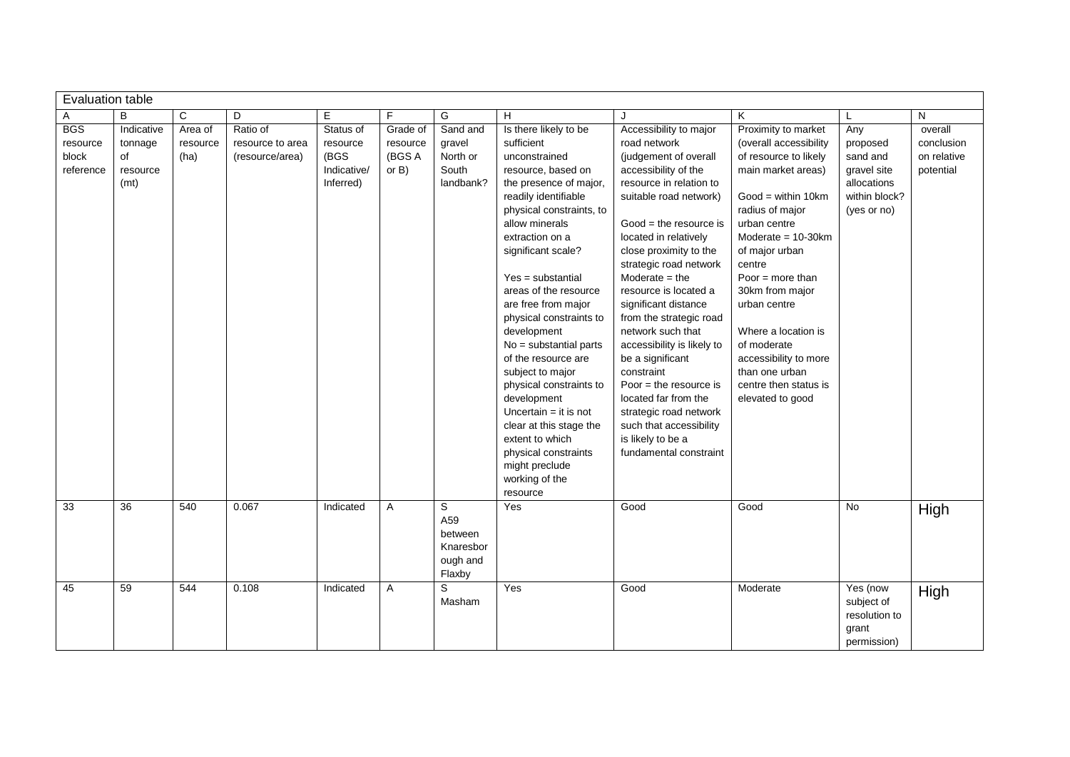| Evaluation table | | | | | | | | | | | |
|---|---|---|---|---|---|---|---|---|---|---|---|
| A | B | C | D | E | F | G | H | J | K | L | N |
| BGS resource block reference | Indicative tonnage of resource (mt) | Area of resource (ha) | Ratio of resource to area (resource/area) | Status of resource (BGS Indicative/ Inferred) | Grade of resource (BGS A or B) | Sand and gravel North or South landbank? | Is there likely to be sufficient unconstrained resource, based on the presence of major, readily identifiable physical constraints, to allow minerals extraction on a significant scale?<br><br>Yes = substantial areas of the resource are free from major physical constraints to development<br>No = substantial parts of the resource are subject to major physical constraints to development<br>Uncertain = it is not clear at this stage the extent to which physical constraints might preclude working of the resource | Accessibility to major road network (judgement of overall accessibility of the resource in relation to suitable road network)<br><br>Good = the resource is located in relatively close proximity to the strategic road network<br>Moderate = the resource is located a significant distance from the strategic road network such that accessibility is likely to be a significant constraint<br>Poor = the resource is located far from the strategic road network such that accessibility is likely to be a fundamental constraint | Proximity to market (overall accessibility of resource to likely main market areas)<br><br>Good = within 10km radius of major urban centre<br>Moderate = 10-30km of major urban centre<br>Poor = more than 30km from major urban centre<br><br>Where a location is of moderate accessibility to more than one urban centre then status is elevated to good | Any proposed sand and gravel site allocations within block? (yes or no) | overall conclusion on relative potential |
| 33 | 36 | 540 | 0.067 | Indicated | A | S<br>A59 between Knaresborough and Flaxby | Yes | Good | Good | No | High |
| 45 | 59 | 544 | 0.108 | Indicated | A | S<br>Masham | Yes | Good | Moderate | Yes (now subject of resolution to grant permission) | High |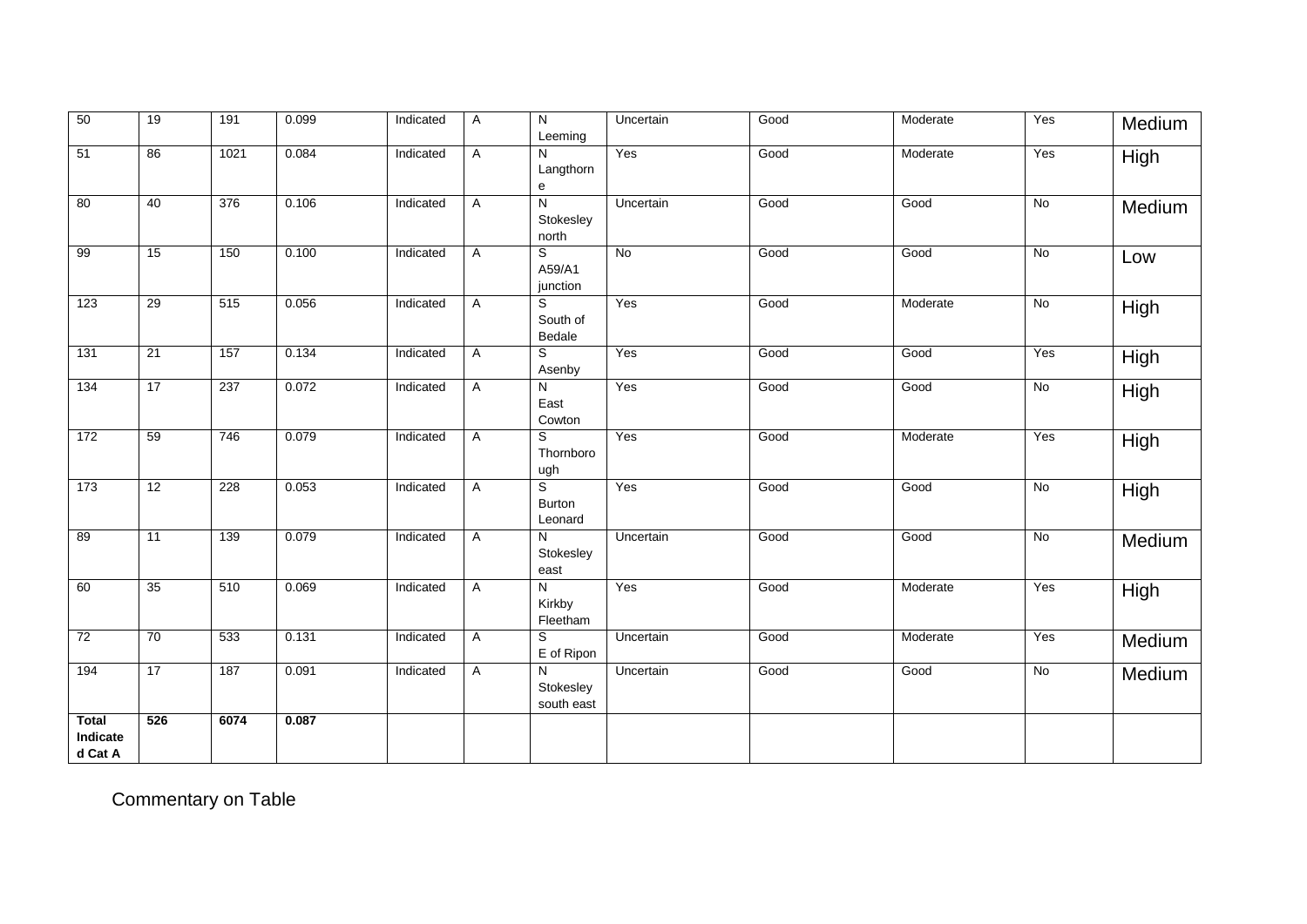| 50 | 19 | 191 | 0.099 | Indicated | A | N Leeming | Uncertain | Good | Moderate | Yes | Medium |
|---|---|---|---|---|---|---|---|---|---|---|---|
| 51 | 86 | 1021 | 0.084 | Indicated | A | N Langthorne | Yes | Good | Moderate | Yes | High |
| 80 | 40 | 376 | 0.106 | Indicated | A | N Stokesley north | Uncertain | Good | Good | No | Medium |
| 99 | 15 | 150 | 0.100 | Indicated | A | S A59/A1 junction | No | Good | Good | No | Low |
| 123 | 29 | 515 | 0.056 | Indicated | A | S South of Bedale | Yes | Good | Moderate | No | High |
| 131 | 21 | 157 | 0.134 | Indicated | A | S Asenby | Yes | Good | Good | Yes | High |
| 134 | 17 | 237 | 0.072 | Indicated | A | N East Cowton | Yes | Good | Good | No | High |
| 172 | 59 | 746 | 0.079 | Indicated | A | S Thornborough | Yes | Good | Moderate | Yes | High |
| 173 | 12 | 228 | 0.053 | Indicated | A | S Burton Leonard | Yes | Good | Good | No | High |
| 89 | 11 | 139 | 0.079 | Indicated | A | N Stokesley east | Uncertain | Good | Good | No | Medium |
| 60 | 35 | 510 | 0.069 | Indicated | A | N Kirkby Fleetham | Yes | Good | Moderate | Yes | High |
| 72 | 70 | 533 | 0.131 | Indicated | A | S E of Ripon | Uncertain | Good | Moderate | Yes | Medium |
| 194 | 17 | 187 | 0.091 | Indicated | A | N Stokesley south east | Uncertain | Good | Good | No | Medium |
| **Total Indicated Cat A** | **526** | **6074** | **0.087** | | | | | | | | |

Commentary on Table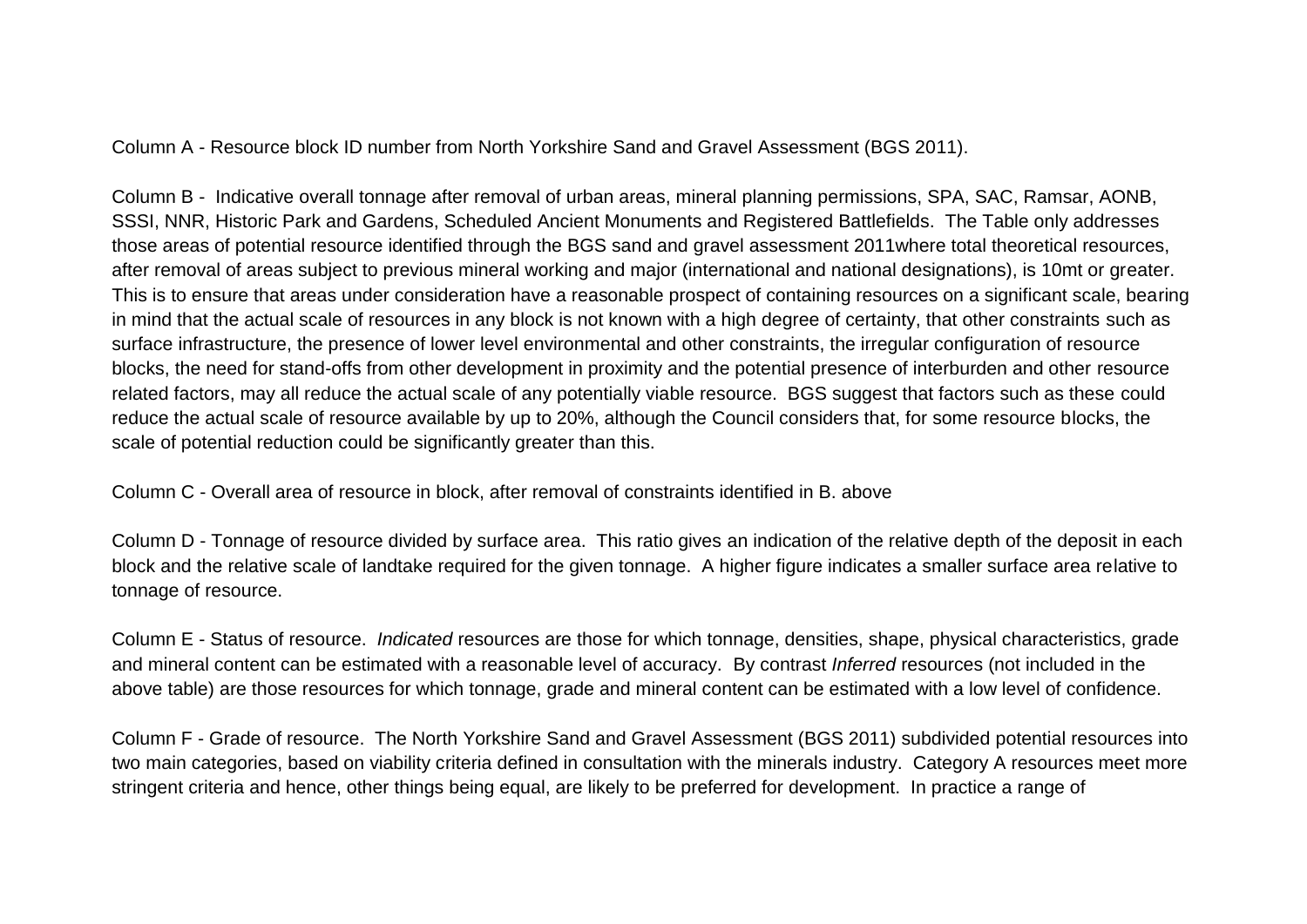Column A - Resource block ID number from North Yorkshire Sand and Gravel Assessment (BGS 2011).

Column B - Indicative overall tonnage after removal of urban areas, mineral planning permissions, SPA, SAC, Ramsar, AONB, SSSI, NNR, Historic Park and Gardens, Scheduled Ancient Monuments and Registered Battlefields. The Table only addresses those areas of potential resource identified through the BGS sand and gravel assessment 2011where total theoretical resources, after removal of areas subject to previous mineral working and major (international and national designations), is 10mt or greater. This is to ensure that areas under consideration have a reasonable prospect of containing resources on a significant scale, bearing in mind that the actual scale of resources in any block is not known with a high degree of certainty, that other constraints such as surface infrastructure, the presence of lower level environmental and other constraints, the irregular configuration of resource blocks, the need for stand-offs from other development in proximity and the potential presence of interburden and other resource related factors, may all reduce the actual scale of any potentially viable resource. BGS suggest that factors such as these could reduce the actual scale of resource available by up to 20%, although the Council considers that, for some resource blocks, the scale of potential reduction could be significantly greater than this.

Column C - Overall area of resource in block, after removal of constraints identified in B. above

Column D - Tonnage of resource divided by surface area. This ratio gives an indication of the relative depth of the deposit in each block and the relative scale of landtake required for the given tonnage. A higher figure indicates a smaller surface area relative to tonnage of resource.

Column E - Status of resource. *Indicated* resources are those for which tonnage, densities, shape, physical characteristics, grade and mineral content can be estimated with a reasonable level of accuracy. By contrast *Inferred* resources (not included in the above table) are those resources for which tonnage, grade and mineral content can be estimated with a low level of confidence.

Column F - Grade of resource. The North Yorkshire Sand and Gravel Assessment (BGS 2011) subdivided potential resources into two main categories, based on viability criteria defined in consultation with the minerals industry. Category A resources meet more stringent criteria and hence, other things being equal, are likely to be preferred for development. In practice a range of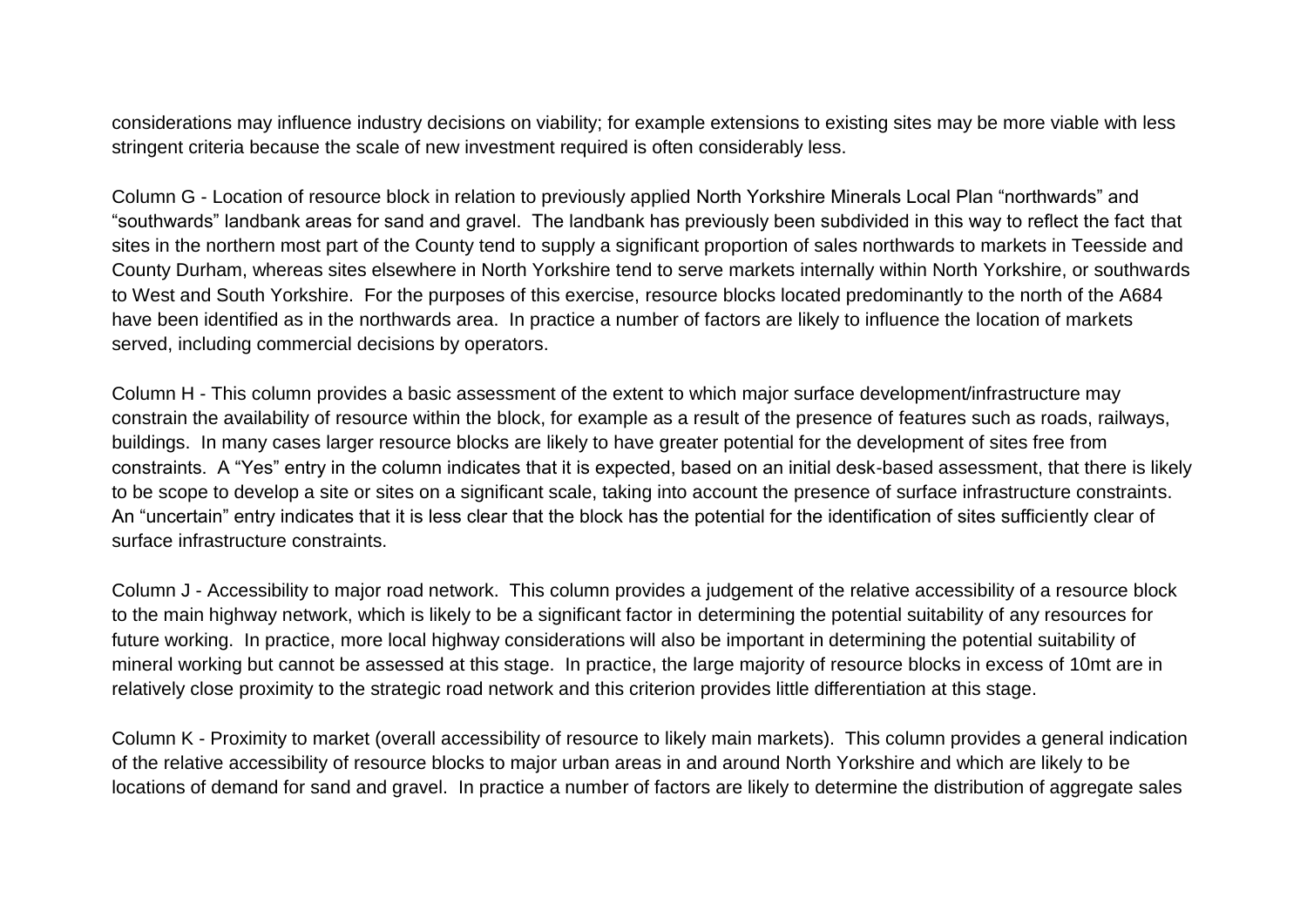considerations may influence industry decisions on viability; for example extensions to existing sites may be more viable with less stringent criteria because the scale of new investment required is often considerably less.

Column G - Location of resource block in relation to previously applied North Yorkshire Minerals Local Plan "northwards" and "southwards" landbank areas for sand and gravel. The landbank has previously been subdivided in this way to reflect the fact that sites in the northern most part of the County tend to supply a significant proportion of sales northwards to markets in Teesside and County Durham, whereas sites elsewhere in North Yorkshire tend to serve markets internally within North Yorkshire, or southwards to West and South Yorkshire. For the purposes of this exercise, resource blocks located predominantly to the north of the A684 have been identified as in the northwards area. In practice a number of factors are likely to influence the location of markets served, including commercial decisions by operators.

Column H - This column provides a basic assessment of the extent to which major surface development/infrastructure may constrain the availability of resource within the block, for example as a result of the presence of features such as roads, railways, buildings. In many cases larger resource blocks are likely to have greater potential for the development of sites free from constraints. A "Yes" entry in the column indicates that it is expected, based on an initial desk-based assessment, that there is likely to be scope to develop a site or sites on a significant scale, taking into account the presence of surface infrastructure constraints. An "uncertain" entry indicates that it is less clear that the block has the potential for the identification of sites sufficiently clear of surface infrastructure constraints.

Column J - Accessibility to major road network. This column provides a judgement of the relative accessibility of a resource block to the main highway network, which is likely to be a significant factor in determining the potential suitability of any resources for future working. In practice, more local highway considerations will also be important in determining the potential suitability of mineral working but cannot be assessed at this stage. In practice, the large majority of resource blocks in excess of 10mt are in relatively close proximity to the strategic road network and this criterion provides little differentiation at this stage.

Column K - Proximity to market (overall accessibility of resource to likely main markets). This column provides a general indication of the relative accessibility of resource blocks to major urban areas in and around North Yorkshire and which are likely to be locations of demand for sand and gravel. In practice a number of factors are likely to determine the distribution of aggregate sales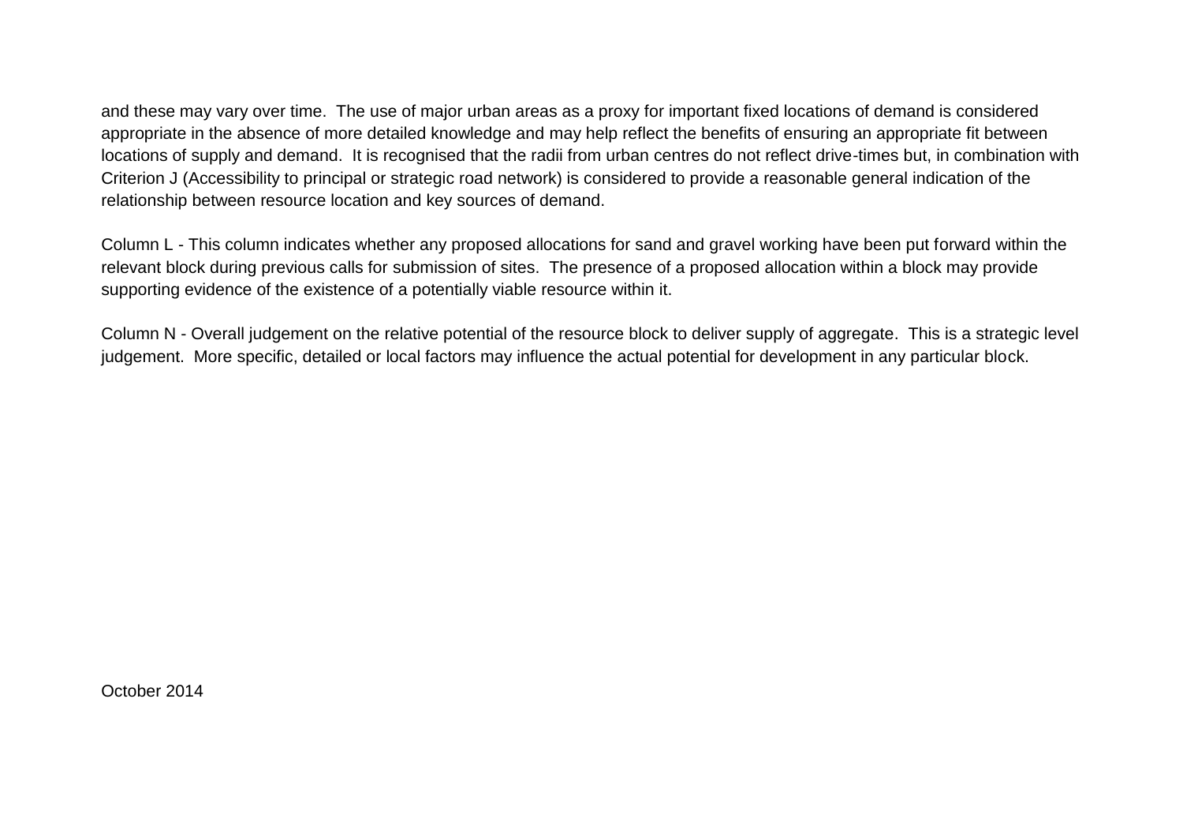and these may vary over time. The use of major urban areas as a proxy for important fixed locations of demand is considered appropriate in the absence of more detailed knowledge and may help reflect the benefits of ensuring an appropriate fit between locations of supply and demand. It is recognised that the radii from urban centres do not reflect drive-times but, in combination with Criterion J (Accessibility to principal or strategic road network) is considered to provide a reasonable general indication of the relationship between resource location and key sources of demand.

Column L - This column indicates whether any proposed allocations for sand and gravel working have been put forward within the relevant block during previous calls for submission of sites. The presence of a proposed allocation within a block may provide supporting evidence of the existence of a potentially viable resource within it.

Column N - Overall judgement on the relative potential of the resource block to deliver supply of aggregate. This is a strategic level judgement. More specific, detailed or local factors may influence the actual potential for development in any particular block.

October 2014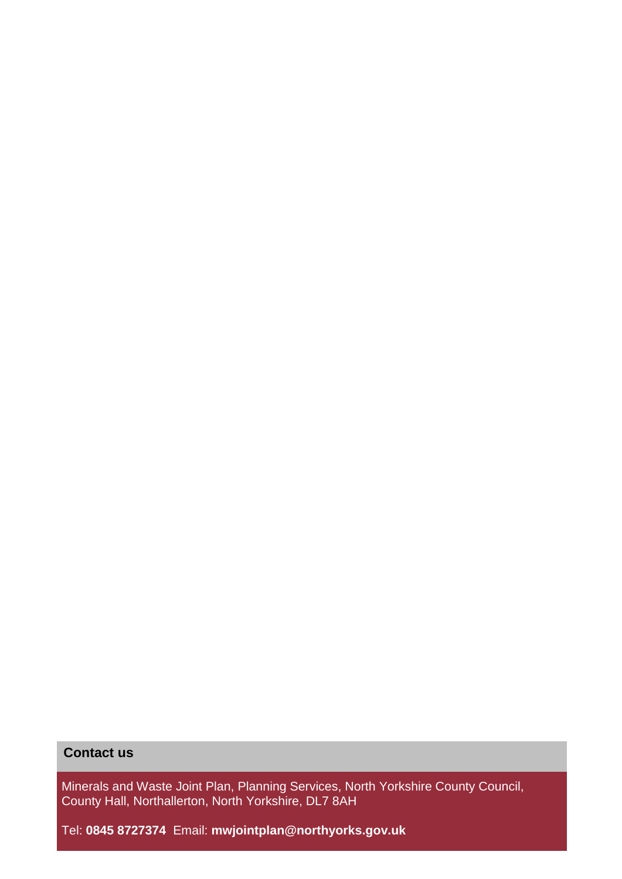**Contact us**

Minerals and Waste Joint Plan, Planning Services, North Yorkshire County Council, County Hall, Northallerton, North Yorkshire, DL7 8AH

Tel: **0845 8727374** Email: **mwjointplan@northyorks.gov.uk**